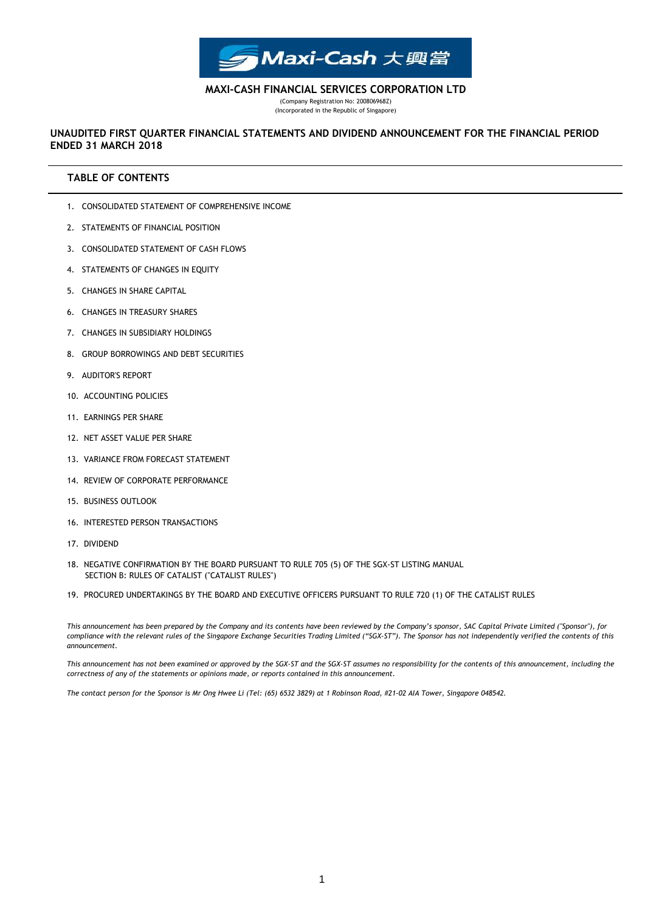# MAXI-CASH FINANCIAL SERVICES CORPORATION LTD

(Company Registration No: 200806968Z)
(Incorporated in the Republic of Singapore)

## UNAUDITED FIRST QUARTER FINANCIAL STATEMENTS AND DIVIDEND ANNOUNCEMENT FOR THE FINANCIAL PERIOD ENDED 31 MARCH 2018

## TABLE OF CONTENTS

1. CONSOLIDATED STATEMENT OF COMPREHENSIVE INCOME
2. STATEMENTS OF FINANCIAL POSITION
3. CONSOLIDATED STATEMENT OF CASH FLOWS
4. STATEMENTS OF CHANGES IN EQUITY
5. CHANGES IN SHARE CAPITAL
6. CHANGES IN TREASURY SHARES
7. CHANGES IN SUBSIDIARY HOLDINGS
8. GROUP BORROWINGS AND DEBT SECURITIES
9. AUDITOR'S REPORT
10. ACCOUNTING POLICIES
11. EARNINGS PER SHARE
12. NET ASSET VALUE PER SHARE
13. VARIANCE FROM FORECAST STATEMENT
14. REVIEW OF CORPORATE PERFORMANCE
15. BUSINESS OUTLOOK
16. INTERESTED PERSON TRANSACTIONS
17. DIVIDEND
18. NEGATIVE CONFIRMATION BY THE BOARD PURSUANT TO RULE 705 (5) OF THE SGX-ST LISTING MANUAL SECTION B: RULES OF CATALIST ("CATALIST RULES")
19. PROCURED UNDERTAKINGS BY THE BOARD AND EXECUTIVE OFFICERS PURSUANT TO RULE 720 (1) OF THE CATALIST RULES

*This announcement has been prepared by the Company and its contents have been reviewed by the Company's sponsor, SAC Capital Private Limited ("Sponsor"), for compliance with the relevant rules of the Singapore Exchange Securities Trading Limited ("SGX-ST"). The Sponsor has not independently verified the contents of this announcement.*

*This announcement has not been examined or approved by the SGX-ST and the SGX-ST assumes no responsibility for the contents of this announcement, including the correctness of any of the statements or opinions made, or reports contained in this announcement.*

*The contact person for the Sponsor is Mr Ong Hwee Li (Tel: (65) 6532 3829) at 1 Robinson Road, #21-02 AIA Tower, Singapore 048542.*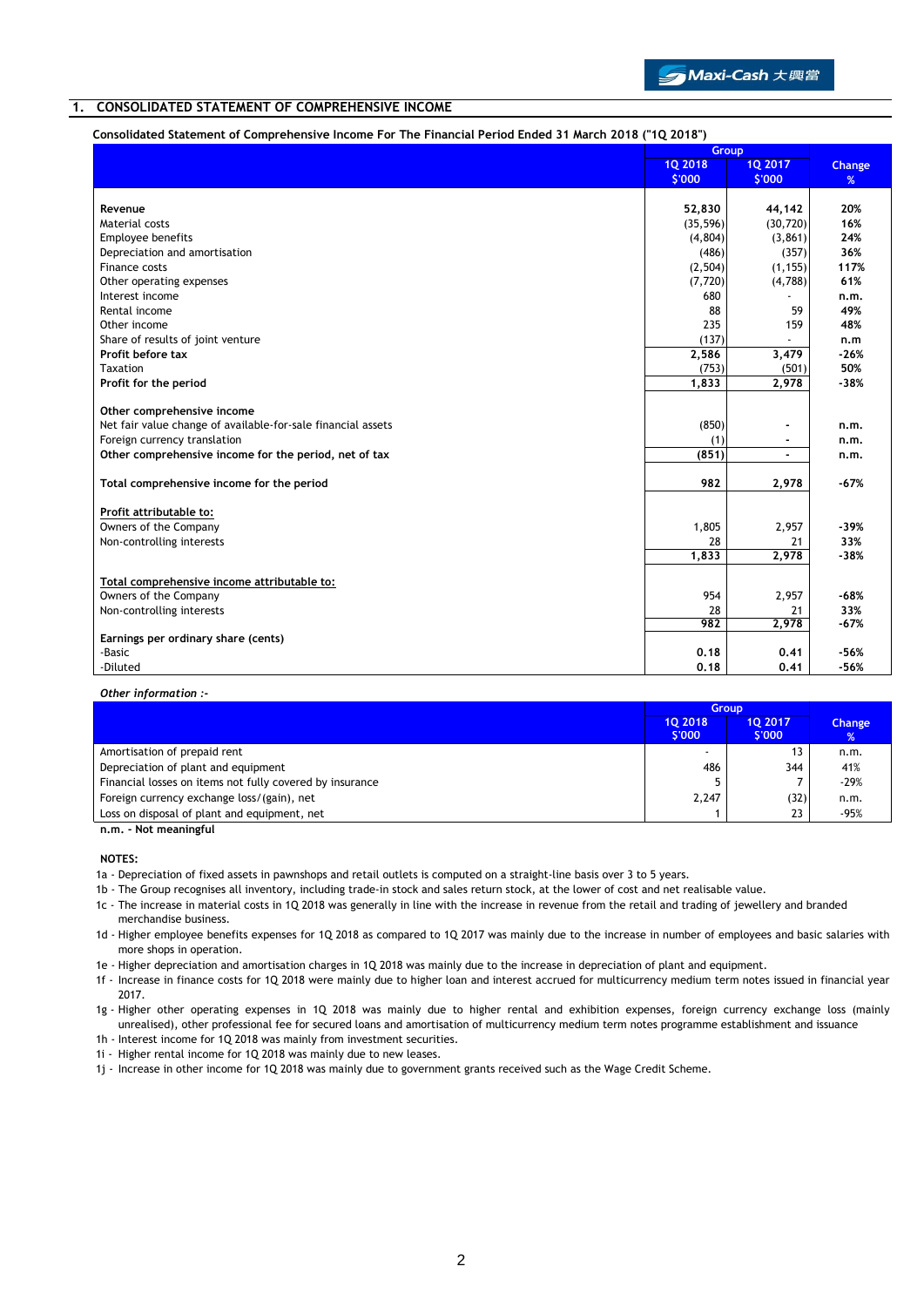## 1. CONSOLIDATED STATEMENT OF COMPREHENSIVE INCOME

**Consolidated Statement of Comprehensive Income For The Financial Period Ended 31 March 2018 ("1Q 2018")**

| | Group | | |
|---|---|---|---|
| | 1Q 2018 $'000 | 1Q 2017 $'000 | Change % |
| **Revenue** | **52,830** | **44,142** | **20%** |
| Material costs | (35,596) | (30,720) | 16% |
| Employee benefits | (4,804) | (3,861) | 24% |
| Depreciation and amortisation | (486) | (357) | 36% |
| Finance costs | (2,504) | (1,155) | 117% |
| Other operating expenses | (7,720) | (4,788) | 61% |
| Interest income | 680 | - | n.m. |
| Rental income | 88 | 59 | 49% |
| Other income | 235 | 159 | 48% |
| Share of results of joint venture | (137) | - | n.m |
| **Profit before tax** | **2,586** | **3,479** | **-26%** |
| Taxation | (753) | (501) | 50% |
| **Profit for the period** | **1,833** | **2,978** | **-38%** |
| | | | |
| **Other comprehensive income** | | | |
| Net fair value change of available-for-sale financial assets | (850) | - | n.m. |
| Foreign currency translation | (1) | - | n.m. |
| **Other comprehensive income for the period, net of tax** | **(851)** | **-** | **n.m.** |
| | | | |
| **Total comprehensive income for the period** | **982** | **2,978** | **-67%** |
| | | | |
| **Profit attributable to:** | | | |
| Owners of the Company | 1,805 | 2,957 | -39% |
| Non-controlling interests | 28 | 21 | 33% |
| | **1,833** | **2,978** | **-38%** |
| | | | |
| **Total comprehensive income attributable to:** | | | |
| Owners of the Company | 954 | 2,957 | -68% |
| Non-controlling interests | 28 | 21 | 33% |
| | **982** | **2,978** | **-67%** |
| **Earnings per ordinary share (cents)** | | | |
| -Basic | **0.18** | **0.41** | **-56%** |
| -Diluted | **0.18** | **0.41** | **-56%** |

*Other information :-*

| | Group | | |
|---|---|---|---|
| | 1Q 2018 $'000 | 1Q 2017 $'000 | Change % |
| Amortisation of prepaid rent | - | 13 | n.m. |
| Depreciation of plant and equipment | 486 | 344 | 41% |
| Financial losses on items not fully covered by insurance | 5 | 7 | -29% |
| Foreign currency exchange loss/(gain), net | 2,247 | (32) | n.m. |
| Loss on disposal of plant and equipment, net | 1 | 23 | -95% |

**n.m. - Not meaningful**

**NOTES:**

1a - Depreciation of fixed assets in pawnshops and retail outlets is computed on a straight-line basis over 3 to 5 years.

1b - The Group recognises all inventory, including trade-in stock and sales return stock, at the lower of cost and net realisable value.

1c - The increase in material costs in 1Q 2018 was generally in line with the increase in revenue from the retail and trading of jewellery and branded merchandise business.

1d - Higher employee benefits expenses for 1Q 2018 as compared to 1Q 2017 was mainly due to the increase in number of employees and basic salaries with more shops in operation.

1e - Higher depreciation and amortisation charges in 1Q 2018 was mainly due to the increase in depreciation of plant and equipment.

1f - Increase in finance costs for 1Q 2018 were mainly due to higher loan and interest accrued for multicurrency medium term notes issued in financial year 2017.

1g - Higher other operating expenses in 1Q 2018 was mainly due to higher rental and exhibition expenses, foreign currency exchange loss (mainly unrealised), other professional fee for secured loans and amortisation of multicurrency medium term notes programme establishment and issuance

1h - Interest income for 1Q 2018 was mainly from investment securities.

1i - Higher rental income for 1Q 2018 was mainly due to new leases.

1j - Increase in other income for 1Q 2018 was mainly due to government grants received such as the Wage Credit Scheme.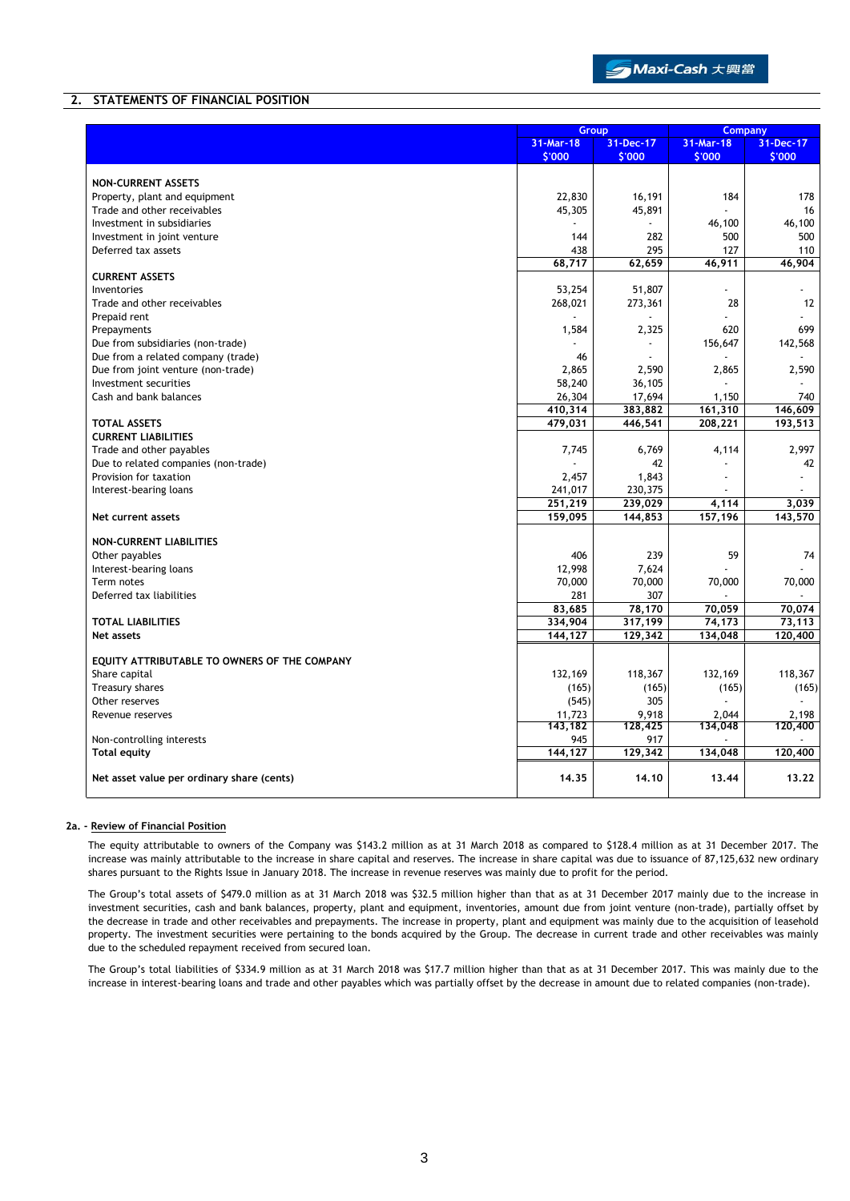## 2. STATEMENTS OF FINANCIAL POSITION

| | Group | | Company | |
|---|---|---|---|---|
| | 31-Mar-18 | 31-Dec-17 | 31-Mar-18 | 31-Dec-17 |
| | $'000 | $'000 | $'000 | $'000 |
| **NON-CURRENT ASSETS** | | | | |
| Property, plant and equipment | 22,830 | 16,191 | 184 | 178 |
| Trade and other receivables | 45,305 | 45,891 | - | 16 |
| Investment in subsidiaries | - | - | 46,100 | 46,100 |
| Investment in joint venture | 144 | 282 | 500 | 500 |
| Deferred tax assets | 438 | 295 | 127 | 110 |
| | 68,717 | 62,659 | 46,911 | 46,904 |
| **CURRENT ASSETS** | | | | |
| Inventories | 53,254 | 51,807 | - | - |
| Trade and other receivables | 268,021 | 273,361 | 28 | 12 |
| Prepaid rent | - | - | - | - |
| Prepayments | 1,584 | 2,325 | 620 | 699 |
| Due from subsidiaries (non-trade) | - | - | 156,647 | 142,568 |
| Due from a related company (trade) | 46 | - | - | - |
| Due from joint venture (non-trade) | 2,865 | 2,590 | 2,865 | 2,590 |
| Investment securities | 58,240 | 36,105 | - | - |
| Cash and bank balances | 26,304 | 17,694 | 1,150 | 740 |
| | 410,314 | 383,882 | 161,310 | 146,609 |
| **TOTAL ASSETS** | 479,031 | 446,541 | 208,221 | 193,513 |
| **CURRENT LIABILITIES** | | | | |
| Trade and other payables | 7,745 | 6,769 | 4,114 | 2,997 |
| Due to related companies (non-trade) | - | 42 | - | 42 |
| Provision for taxation | 2,457 | 1,843 | - | - |
| Interest-bearing loans | 241,017 | 230,375 | - | - |
| | 251,219 | 239,029 | 4,114 | 3,039 |
| **Net current assets** | 159,095 | 144,853 | 157,196 | 143,570 |
| **NON-CURRENT LIABILITIES** | | | | |
| Other payables | 406 | 239 | 59 | 74 |
| Interest-bearing loans | 12,998 | 7,624 | - | - |
| Term notes | 70,000 | 70,000 | 70,000 | 70,000 |
| Deferred tax liabilities | 281 | 307 | - | - |
| | 83,685 | 78,170 | 70,059 | 70,074 |
| **TOTAL LIABILITIES** | 334,904 | 317,199 | 74,173 | 73,113 |
| **Net assets** | 144,127 | 129,342 | 134,048 | 120,400 |
| **EQUITY ATTRIBUTABLE TO OWNERS OF THE COMPANY** | | | | |
| Share capital | 132,169 | 118,367 | 132,169 | 118,367 |
| Treasury shares | (165) | (165) | (165) | (165) |
| Other reserves | (545) | 305 | - | - |
| Revenue reserves | 11,723 | 9,918 | 2,044 | 2,198 |
| | 143,182 | 128,425 | 134,048 | 120,400 |
| Non-controlling interests | 945 | 917 | - | - |
| **Total equity** | 144,127 | 129,342 | 134,048 | 120,400 |
| **Net asset value per ordinary share (cents)** | 14.35 | 14.10 | 13.44 | 13.22 |

### 2a. - Review of Financial Position

The equity attributable to owners of the Company was $143.2 million as at 31 March 2018 as compared to $128.4 million as at 31 December 2017. The increase was mainly attributable to the increase in share capital and reserves. The increase in share capital was due to issuance of 87,125,632 new ordinary shares pursuant to the Rights Issue in January 2018. The increase in revenue reserves was mainly due to profit for the period.

The Group's total assets of $479.0 million as at 31 March 2018 was $32.5 million higher than that as at 31 December 2017 mainly due to the increase in investment securities, cash and bank balances, property, plant and equipment, inventories, amount due from joint venture (non-trade), partially offset by the decrease in trade and other receivables and prepayments. The increase in property, plant and equipment was mainly due to the acquisition of leasehold property. The investment securities were pertaining to the bonds acquired by the Group. The decrease in current trade and other receivables was mainly due to the scheduled repayment received from secured loan.

The Group's total liabilities of $334.9 million as at 31 March 2018 was $17.7 million higher than that as at 31 December 2017. This was mainly due to the increase in interest-bearing loans and trade and other payables which was partially offset by the decrease in amount due to related companies (non-trade).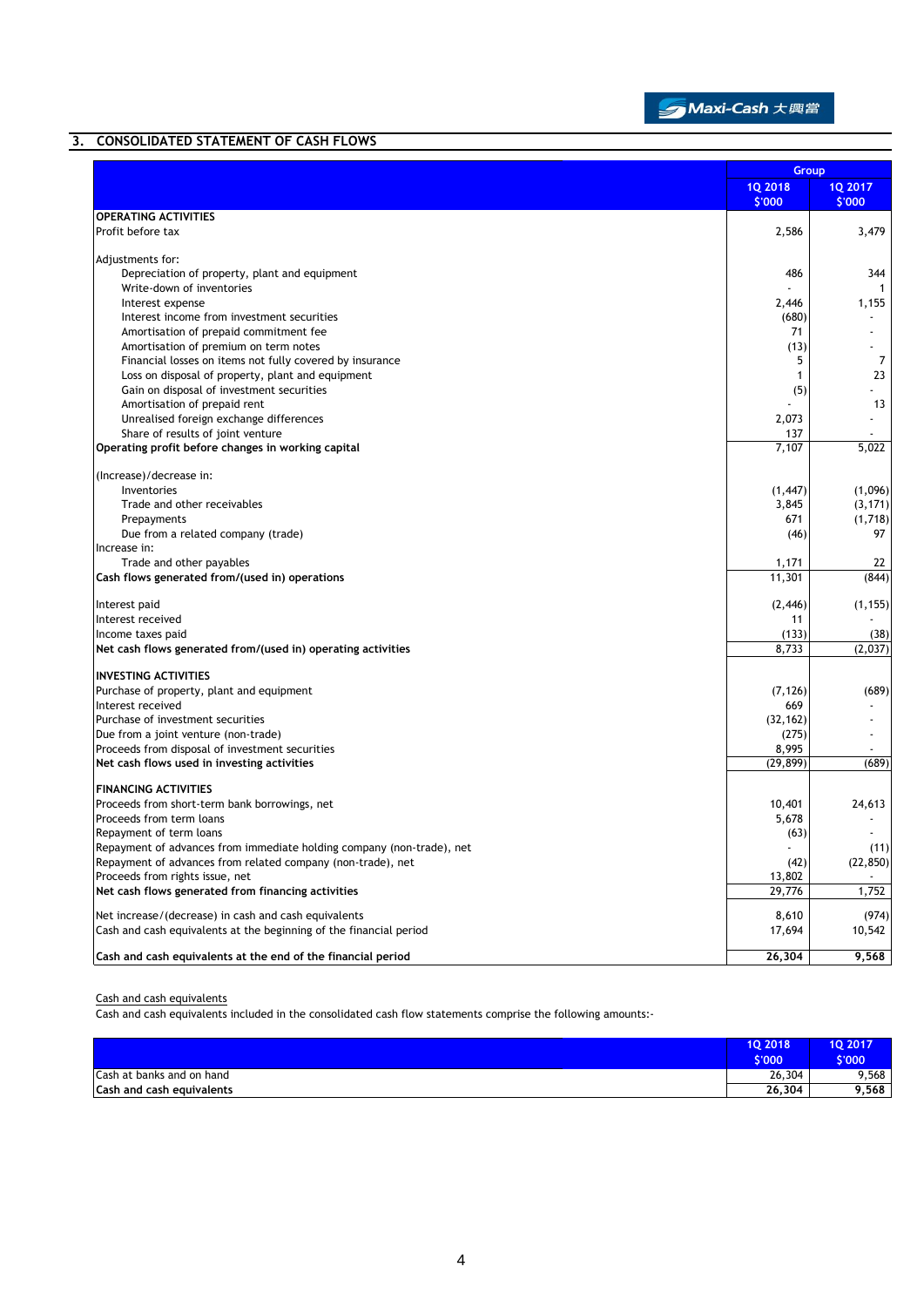## 3. CONSOLIDATED STATEMENT OF CASH FLOWS

| | Group | |
|---|---|---|
| | 1Q 2018<br>$'000 | 1Q 2017<br>$'000 |
| **OPERATING ACTIVITIES** | | |
| Profit before tax | 2,586 | 3,479 |
| | | |
| Adjustments for: | | |
| Depreciation of property, plant and equipment | 486 | 344 |
| Write-down of inventories | - | 1 |
| Interest expense | 2,446 | 1,155 |
| Interest income from investment securities | (680) | - |
| Amortisation of prepaid commitment fee | 71 | - |
| Amortisation of premium on term notes | (13) | - |
| Financial losses on items not fully covered by insurance | 5 | 7 |
| Loss on disposal of property, plant and equipment | 1 | 23 |
| Gain on disposal of investment securities | (5) | - |
| Amortisation of prepaid rent | - | 13 |
| Unrealised foreign exchange differences | 2,073 | - |
| Share of results of joint venture | 137 | - |
| **Operating profit before changes in working capital** | 7,107 | 5,022 |
| | | |
| (Increase)/decrease in: | | |
| Inventories | (1,447) | (1,096) |
| Trade and other receivables | 3,845 | (3,171) |
| Prepayments | 671 | (1,718) |
| Due from a related company (trade) | (46) | 97 |
| Increase in: | | |
| Trade and other payables | 1,171 | 22 |
| **Cash flows generated from/(used in) operations** | 11,301 | (844) |
| | | |
| Interest paid | (2,446) | (1,155) |
| Interest received | 11 | - |
| Income taxes paid | (133) | (38) |
| **Net cash flows generated from/(used in) operating activities** | 8,733 | (2,037) |
| | | |
| **INVESTING ACTIVITIES** | | |
| Purchase of property, plant and equipment | (7,126) | (689) |
| Interest received | 669 | - |
| Purchase of investment securities | (32,162) | - |
| Due from a joint venture (non-trade) | (275) | - |
| Proceeds from disposal of investment securities | 8,995 | - |
| **Net cash flows used in investing activities** | (29,899) | (689) |
| | | |
| **FINANCING ACTIVITIES** | | |
| Proceeds from short-term bank borrowings, net | 10,401 | 24,613 |
| Proceeds from term loans | 5,678 | - |
| Repayment of term loans | (63) | - |
| Repayment of advances from immediate holding company (non-trade), net | - | (11) |
| Repayment of advances from related company (non-trade), net | (42) | (22,850) |
| Proceeds from rights issue, net | 13,802 | - |
| **Net cash flows generated from financing activities** | 29,776 | 1,752 |
| | | |
| Net increase/(decrease) in cash and cash equivalents | 8,610 | (974) |
| Cash and cash equivalents at the beginning of the financial period | 17,694 | 10,542 |
| | | |
| **Cash and cash equivalents at the end of the financial period** | **26,304** | **9,568** |

Cash and cash equivalents

Cash and cash equivalents included in the consolidated cash flow statements comprise the following amounts:-

| | 1Q 2018<br>$'000 | 1Q 2017<br>$'000 |
|---|---|---|
| Cash at banks and on hand | 26,304 | 9,568 |
| **Cash and cash equivalents** | **26,304** | **9,568** |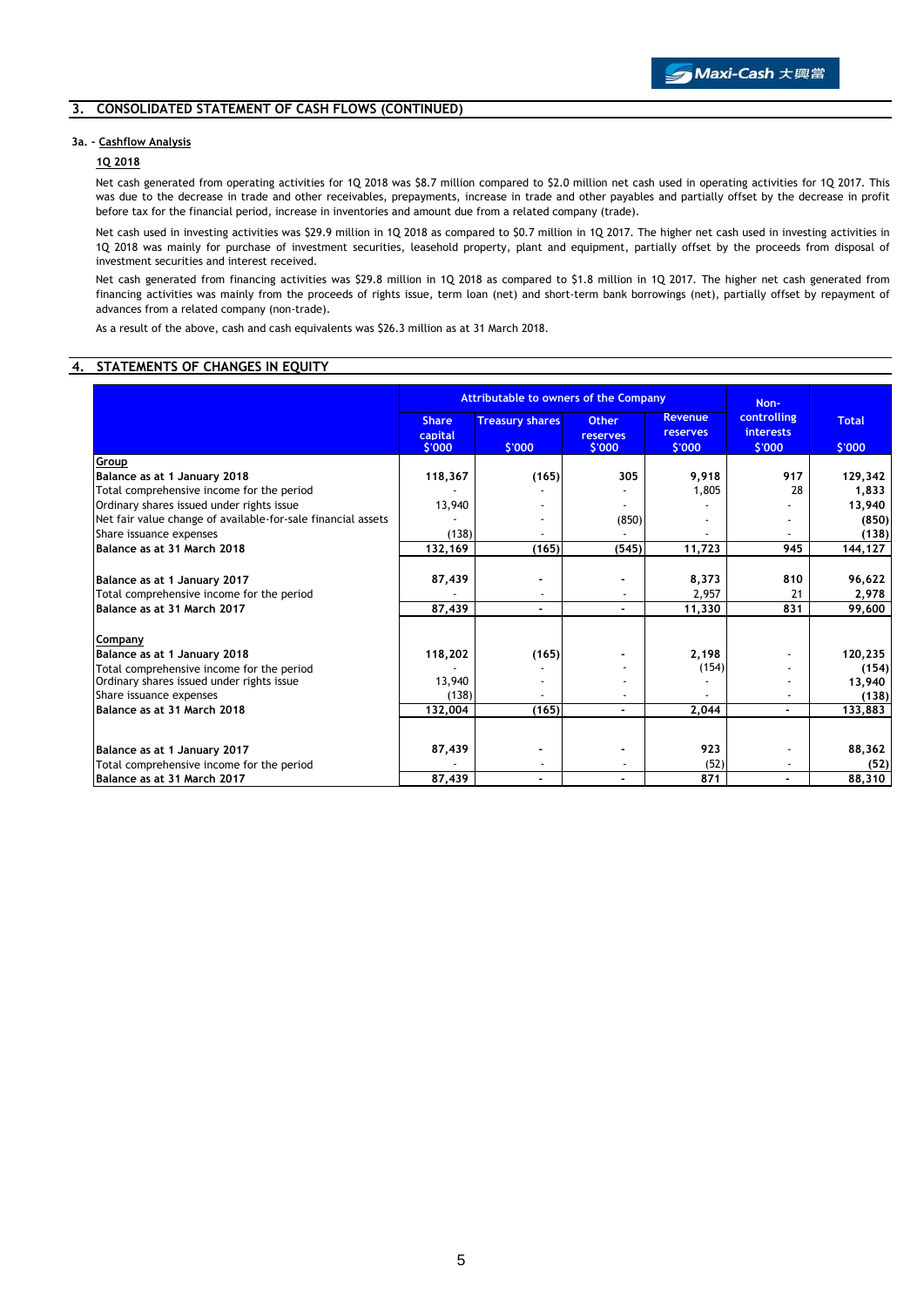## 3. CONSOLIDATED STATEMENT OF CASH FLOWS (CONTINUED)

### 3a. - Cashflow Analysis

**1Q 2018**

Net cash generated from operating activities for 1Q 2018 was $8.7 million compared to $2.0 million net cash used in operating activities for 1Q 2017. This was due to the decrease in trade and other receivables, prepayments, increase in trade and other payables and partially offset by the decrease in profit before tax for the financial period, increase in inventories and amount due from a related company (trade).

Net cash used in investing activities was $29.9 million in 1Q 2018 as compared to $0.7 million in 1Q 2017. The higher net cash used in investing activities in 1Q 2018 was mainly for purchase of investment securities, leasehold property, plant and equipment, partially offset by the proceeds from disposal of investment securities and interest received.

Net cash generated from financing activities was $29.8 million in 1Q 2018 as compared to $1.8 million in 1Q 2017. The higher net cash generated from financing activities was mainly from the proceeds of rights issue, term loan (net) and short-term bank borrowings (net), partially offset by repayment of advances from a related company (non-trade).

As a result of the above, cash and cash equivalents was $26.3 million as at 31 March 2018.

## 4. STATEMENTS OF CHANGES IN EQUITY

| | Attributable to owners of the Company | | | | Non-controlling interests | Total |
|---|---|---|---|---|---|---|
| | Share capital $'000 | Treasury shares $'000 | Other reserves $'000 | Revenue reserves $'000 | $'000 | $'000 |
| **Group** | | | | | | |
| **Balance as at 1 January 2018** | **118,367** | **(165)** | **305** | **9,918** | **917** | **129,342** |
| Total comprehensive income for the period | - | - | - | 1,805 | 28 | **1,833** |
| Ordinary shares issued under rights issue | 13,940 | - | - | - | - | **13,940** |
| Net fair value change of available-for-sale financial assets | - | - | (850) | - | - | **(850)** |
| Share issuance expenses | (138) | - | - | - | - | **(138)** |
| **Balance as at 31 March 2018** | **132,169** | **(165)** | **(545)** | **11,723** | **945** | **144,127** |
| | | | | | | |
| **Balance as at 1 January 2017** | **87,439** | **-** | **-** | **8,373** | **810** | **96,622** |
| Total comprehensive income for the period | - | - | - | 2,957 | 21 | **2,978** |
| **Balance as at 31 March 2017** | **87,439** | **-** | **-** | **11,330** | **831** | **99,600** |
| | | | | | | |
| **Company** | | | | | | |
| **Balance as at 1 January 2018** | **118,202** | **(165)** | **-** | **2,198** | **-** | **120,235** |
| Total comprehensive income for the period | - | - | - | (154) | - | **(154)** |
| Ordinary shares issued under rights issue | 13,940 | - | - | - | - | **13,940** |
| Share issuance expenses | (138) | - | - | - | - | **(138)** |
| **Balance as at 31 March 2018** | **132,004** | **(165)** | **-** | **2,044** | **-** | **133,883** |
| | | | | | | |
| **Balance as at 1 January 2017** | **87,439** | **-** | **-** | **923** | **-** | **88,362** |
| Total comprehensive income for the period | - | - | - | (52) | - | **(52)** |
| **Balance as at 31 March 2017** | **87,439** | **-** | **-** | **871** | **-** | **88,310** |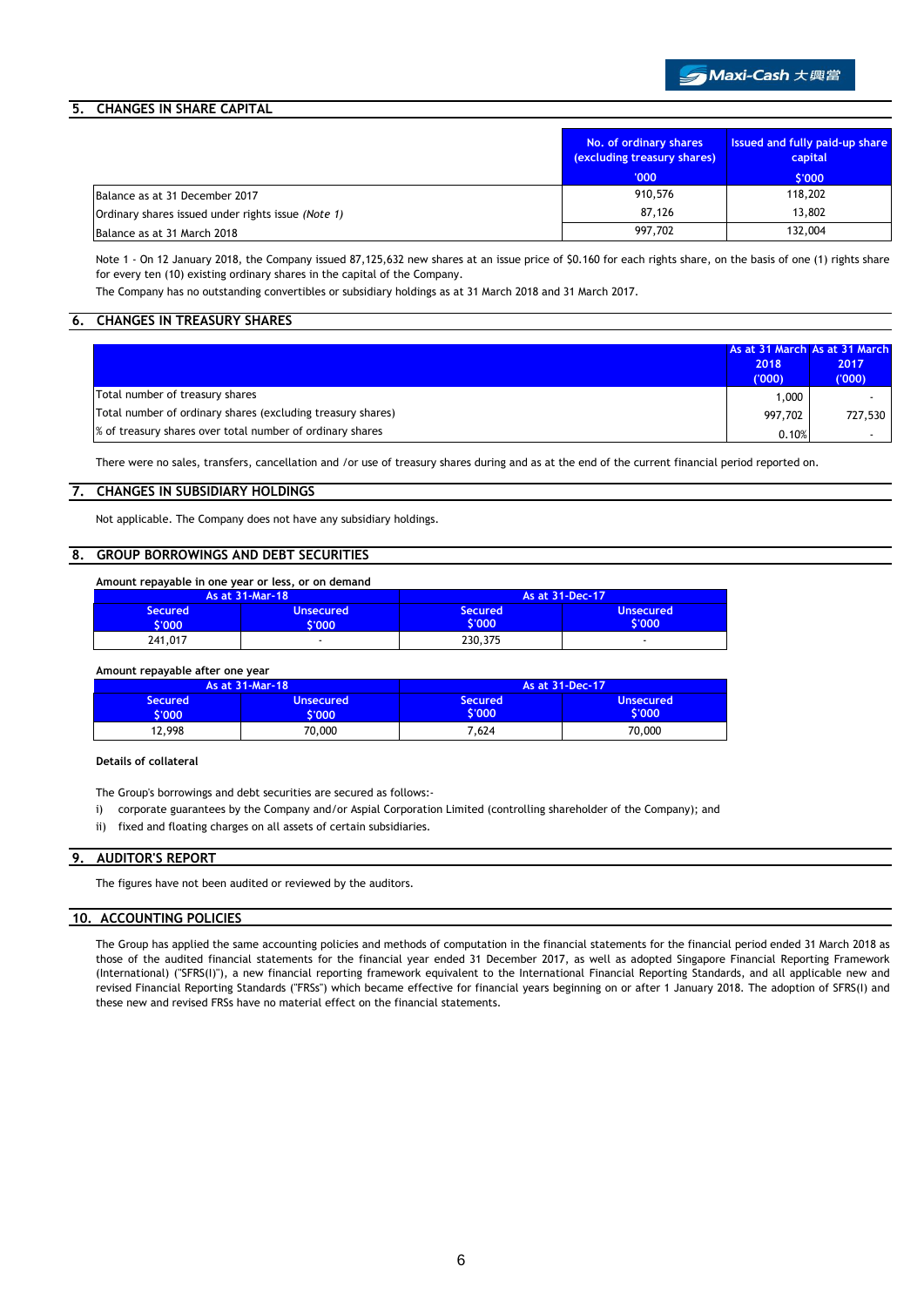## 5. CHANGES IN SHARE CAPITAL

| | No. of ordinary shares (excluding treasury shares) | Issued and fully paid-up share capital |
|---|---|---|
| | '000 | $'000 |
| Balance as at 31 December 2017 | 910,576 | 118,202 |
| Ordinary shares issued under rights issue *(Note 1)* | 87,126 | 13,802 |
| Balance as at 31 March 2018 | 997,702 | 132,004 |

Note 1 - On 12 January 2018, the Company issued 87,125,632 new shares at an issue price of $0.160 for each rights share, on the basis of one (1) rights share for every ten (10) existing ordinary shares in the capital of the Company.

The Company has no outstanding convertibles or subsidiary holdings as at 31 March 2018 and 31 March 2017.

## 6. CHANGES IN TREASURY SHARES

| | As at 31 March 2018 ('000) | As at 31 March 2017 ('000) |
|---|---|---|
| Total number of treasury shares | 1,000 | - |
| Total number of ordinary shares (excluding treasury shares) | 997,702 | 727,530 |
| % of treasury shares over total number of ordinary shares | 0.10% | - |

There were no sales, transfers, cancellation and /or use of treasury shares during and as at the end of the current financial period reported on.

## 7. CHANGES IN SUBSIDIARY HOLDINGS

Not applicable. The Company does not have any subsidiary holdings.

## 8. GROUP BORROWINGS AND DEBT SECURITIES

**Amount repayable in one year or less, or on demand**

| As at 31-Mar-18 | | As at 31-Dec-17 | |
|---|---|---|---|
| Secured $'000 | Unsecured $'000 | Secured $'000 | Unsecured $'000 |
| 241,017 | - | 230,375 | - |

**Amount repayable after one year**

| As at 31-Mar-18 | | As at 31-Dec-17 | |
|---|---|---|---|
| Secured $'000 | Unsecured $'000 | Secured $'000 | Unsecured $'000 |
| 12,998 | 70,000 | 7,624 | 70,000 |

**Details of collateral**

The Group's borrowings and debt securities are secured as follows:-

i) corporate guarantees by the Company and/or Aspial Corporation Limited (controlling shareholder of the Company); and

ii) fixed and floating charges on all assets of certain subsidiaries.

## 9. AUDITOR'S REPORT

The figures have not been audited or reviewed by the auditors.

## 10. ACCOUNTING POLICIES

The Group has applied the same accounting policies and methods of computation in the financial statements for the financial period ended 31 March 2018 as those of the audited financial statements for the financial year ended 31 December 2017, as well as adopted Singapore Financial Reporting Framework (International) ("SFRS(I)"), a new financial reporting framework equivalent to the International Financial Reporting Standards, and all applicable new and revised Financial Reporting Standards ("FRSs") which became effective for financial years beginning on or after 1 January 2018. The adoption of SFRS(I) and these new and revised FRSs have no material effect on the financial statements.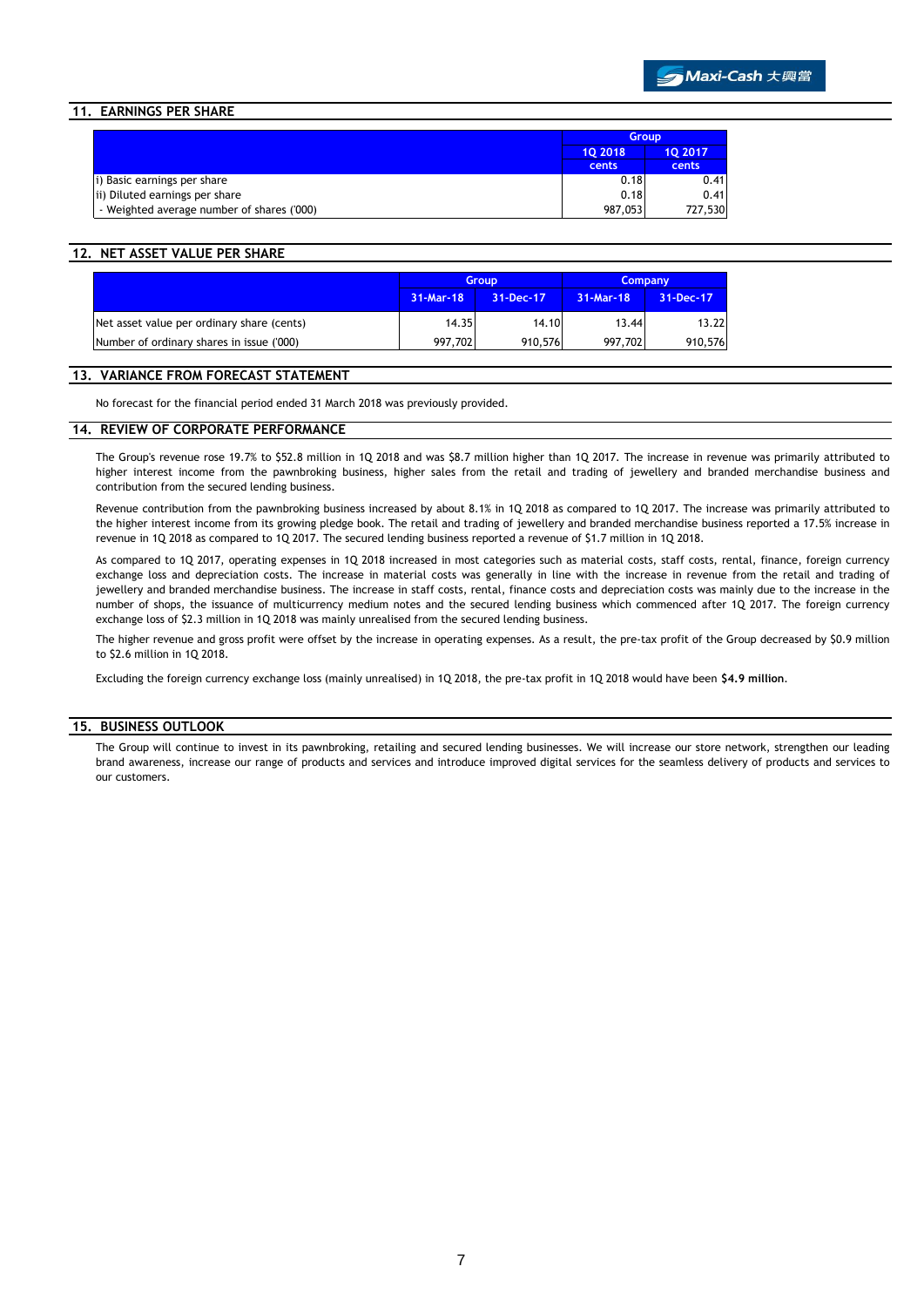## 11. EARNINGS PER SHARE

| | Group | |
|---|---|---|
| | 1Q 2018 cents | 1Q 2017 cents |
| i) Basic earnings per share | 0.18 | 0.41 |
| ii) Diluted earnings per share | 0.18 | 0.41 |
| - Weighted average number of shares ('000) | 987,053 | 727,530 |

## 12. NET ASSET VALUE PER SHARE

| | Group | | Company | |
|---|---|---|---|---|
| | 31-Mar-18 | 31-Dec-17 | 31-Mar-18 | 31-Dec-17 |
| Net asset value per ordinary share (cents) | 14.35 | 14.10 | 13.44 | 13.22 |
| Number of ordinary shares in issue ('000) | 997,702 | 910,576 | 997,702 | 910,576 |

## 13. VARIANCE FROM FORECAST STATEMENT

No forecast for the financial period ended 31 March 2018 was previously provided.

## 14. REVIEW OF CORPORATE PERFORMANCE

The Group's revenue rose 19.7% to $52.8 million in 1Q 2018 and was $8.7 million higher than 1Q 2017. The increase in revenue was primarily attributed to higher interest income from the pawnbroking business, higher sales from the retail and trading of jewellery and branded merchandise business and contribution from the secured lending business.

Revenue contribution from the pawnbroking business increased by about 8.1% in 1Q 2018 as compared to 1Q 2017. The increase was primarily attributed to the higher interest income from its growing pledge book. The retail and trading of jewellery and branded merchandise business reported a 17.5% increase in revenue in 1Q 2018 as compared to 1Q 2017. The secured lending business reported a revenue of $1.7 million in 1Q 2018.

As compared to 1Q 2017, operating expenses in 1Q 2018 increased in most categories such as material costs, staff costs, rental, finance, foreign currency exchange loss and depreciation costs. The increase in material costs was generally in line with the increase in revenue from the retail and trading of jewellery and branded merchandise business. The increase in staff costs, rental, finance costs and depreciation costs was mainly due to the increase in the number of shops, the issuance of multicurrency medium notes and the secured lending business which commenced after 1Q 2017. The foreign currency exchange loss of $2.3 million in 1Q 2018 was mainly unrealised from the secured lending business.

The higher revenue and gross profit were offset by the increase in operating expenses. As a result, the pre-tax profit of the Group decreased by $0.9 million to $2.6 million in 1Q 2018.

Excluding the foreign currency exchange loss (mainly unrealised) in 1Q 2018, the pre-tax profit in 1Q 2018 would have been **$4.9 million**.

## 15. BUSINESS OUTLOOK

The Group will continue to invest in its pawnbroking, retailing and secured lending businesses. We will increase our store network, strengthen our leading brand awareness, increase our range of products and services and introduce improved digital services for the seamless delivery of products and services to our customers.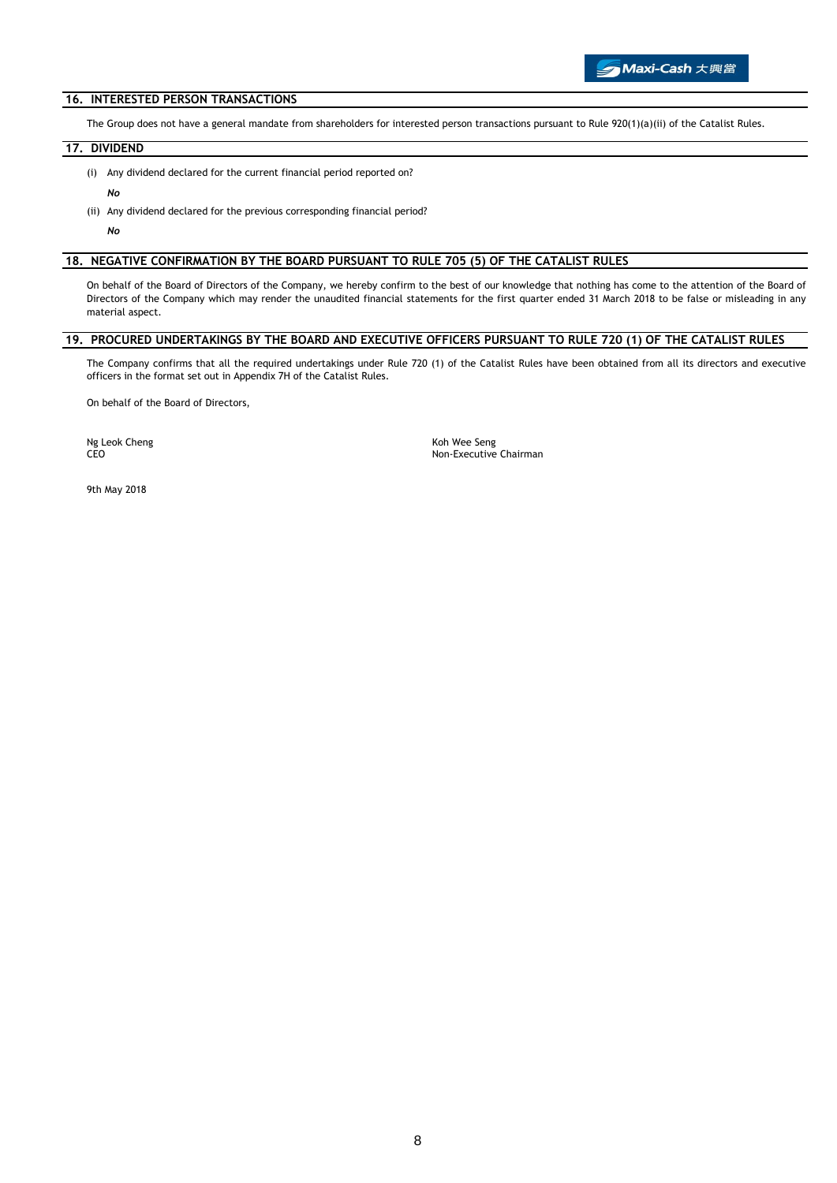## 16. INTERESTED PERSON TRANSACTIONS

The Group does not have a general mandate from shareholders for interested person transactions pursuant to Rule 920(1)(a)(ii) of the Catalist Rules.

## 17. DIVIDEND

(i) Any dividend declared for the current financial period reported on?

***No***

(ii) Any dividend declared for the previous corresponding financial period?

***No***

## 18. NEGATIVE CONFIRMATION BY THE BOARD PURSUANT TO RULE 705 (5) OF THE CATALIST RULES

On behalf of the Board of Directors of the Company, we hereby confirm to the best of our knowledge that nothing has come to the attention of the Board of Directors of the Company which may render the unaudited financial statements for the first quarter ended 31 March 2018 to be false or misleading in any material aspect.

## 19. PROCURED UNDERTAKINGS BY THE BOARD AND EXECUTIVE OFFICERS PURSUANT TO RULE 720 (1) OF THE CATALIST RULES

The Company confirms that all the required undertakings under Rule 720 (1) of the Catalist Rules have been obtained from all its directors and executive officers in the format set out in Appendix 7H of the Catalist Rules.

On behalf of the Board of Directors,

Ng Leok Cheng
CEO

Koh Wee Seng
Non-Executive Chairman

9th May 2018